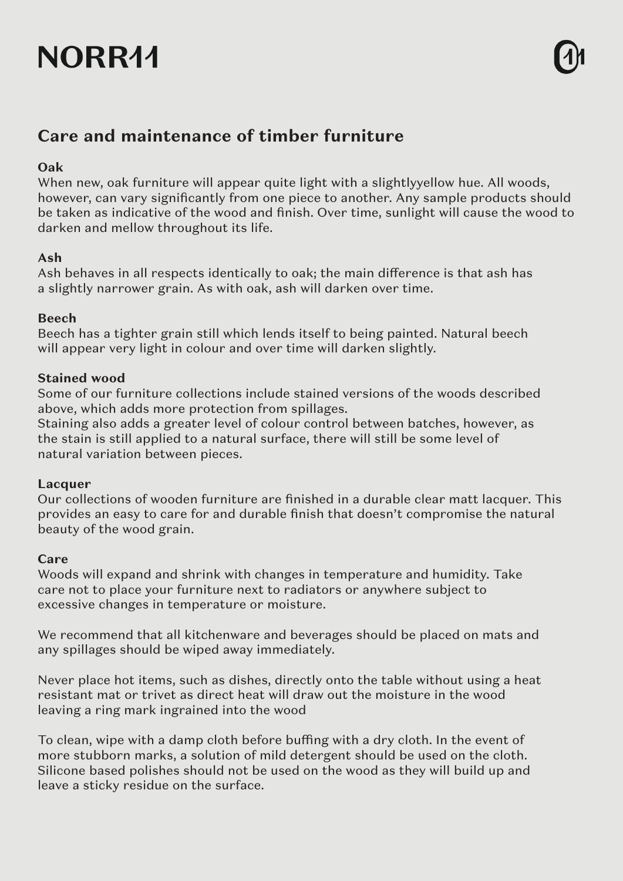NORR11

## Care and maintenance of timber furniture

**Oak**
When new, oak furniture will appear quite light with a slightlyyellow hue. All woods, however, can vary significantly from one piece to another. Any sample products should be taken as indicative of the wood and finish. Over time, sunlight will cause the wood to darken and mellow throughout its life.

**Ash**
Ash behaves in all respects identically to oak; the main difference is that ash has a slightly narrower grain. As with oak, ash will darken over time.

**Beech**
Beech has a tighter grain still which lends itself to being painted. Natural beech will appear very light in colour and over time will darken slightly.

**Stained wood**
Some of our furniture collections include stained versions of the woods described above, which adds more protection from spillages.
Staining also adds a greater level of colour control between batches, however, as the stain is still applied to a natural surface, there will still be some level of natural variation between pieces.

**Lacquer**
Our collections of wooden furniture are finished in a durable clear matt lacquer. This provides an easy to care for and durable finish that doesn't compromise the natural beauty of the wood grain.

**Care**
Woods will expand and shrink with changes in temperature and humidity. Take care not to place your furniture next to radiators or anywhere subject to excessive changes in temperature or moisture.

We recommend that all kitchenware and beverages should be placed on mats and any spillages should be wiped away immediately.

Never place hot items, such as dishes, directly onto the table without using a heat resistant mat or trivet as direct heat will draw out the moisture in the wood leaving a ring mark ingrained into the wood

To clean, wipe with a damp cloth before buffing with a dry cloth. In the event of more stubborn marks, a solution of mild detergent should be used on the cloth. Silicone based polishes should not be used on the wood as they will build up and leave a sticky residue on the surface.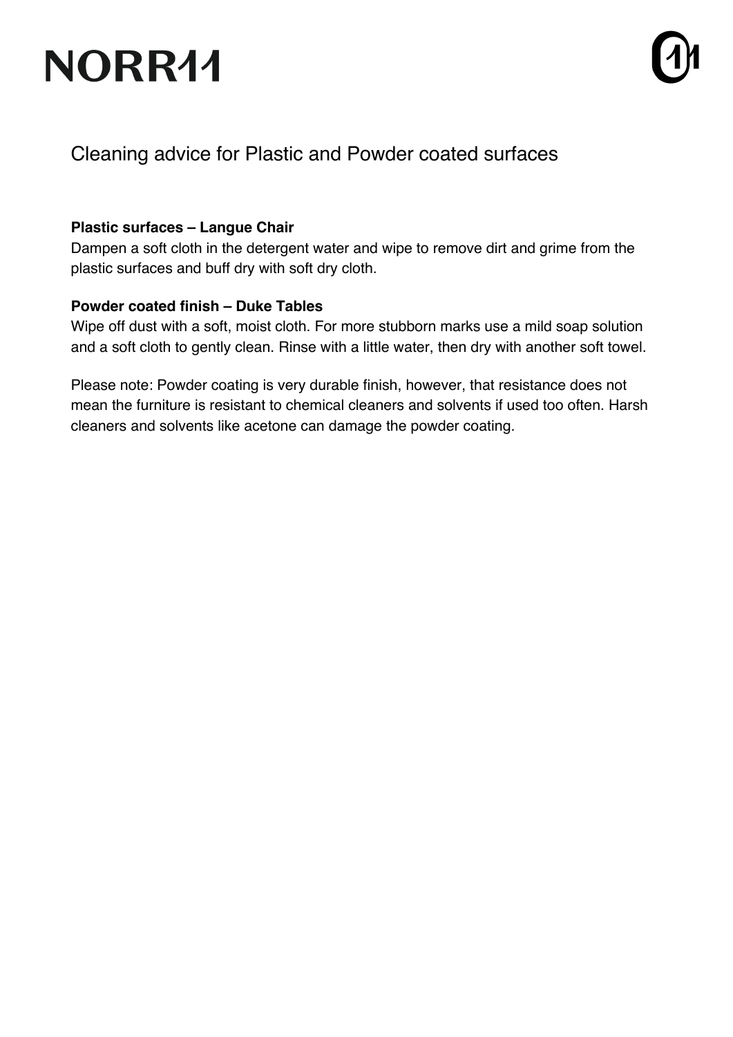# Cleaning advice for Plastic and Powder coated surfaces

**Plastic surfaces – Langue Chair**
Dampen a soft cloth in the detergent water and wipe to remove dirt and grime from the plastic surfaces and buff dry with soft dry cloth.

**Powder coated finish – Duke Tables**
Wipe off dust with a soft, moist cloth. For more stubborn marks use a mild soap solution and a soft cloth to gently clean. Rinse with a little water, then dry with another soft towel.

Please note: Powder coating is very durable finish, however, that resistance does not mean the furniture is resistant to chemical cleaners and solvents if used too often. Harsh cleaners and solvents like acetone can damage the powder coating.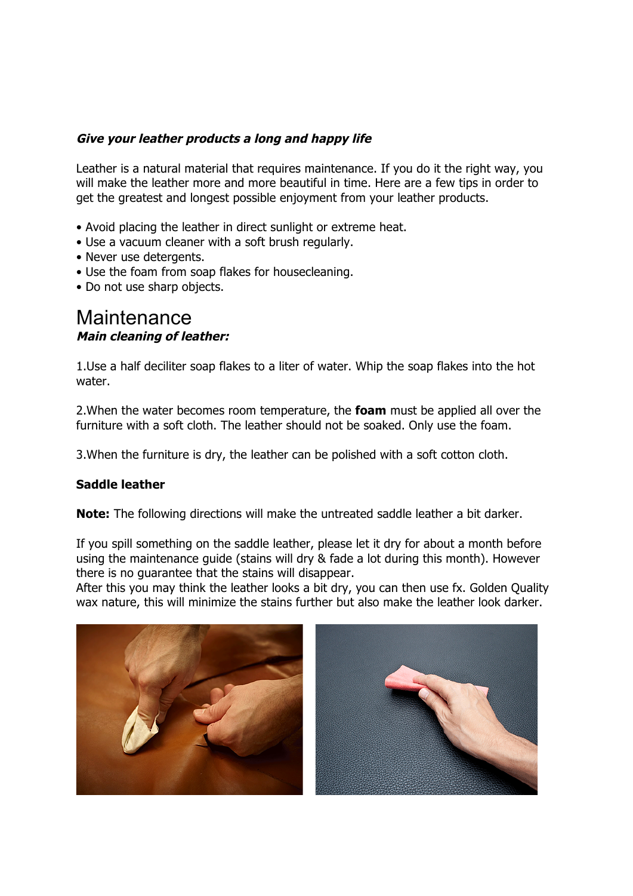***Give your leather products a long and happy life***

Leather is a natural material that requires maintenance. If you do it the right way, you will make the leather more and more beautiful in time. Here are a few tips in order to get the greatest and longest possible enjoyment from your leather products.

- Avoid placing the leather in direct sunlight or extreme heat.
- Use a vacuum cleaner with a soft brush regularly.
- Never use detergents.
- Use the foam from soap flakes for housecleaning.
- Do not use sharp objects.

# Maintenance

***Main cleaning of leather:***

1.Use a half deciliter soap flakes to a liter of water. Whip the soap flakes into the hot water.

2.When the water becomes room temperature, the **foam** must be applied all over the furniture with a soft cloth. The leather should not be soaked. Only use the foam.

3.When the furniture is dry, the leather can be polished with a soft cotton cloth.

**Saddle leather**

**Note:** The following directions will make the untreated saddle leather a bit darker.

If you spill something on the saddle leather, please let it dry for about a month before using the maintenance guide (stains will dry & fade a lot during this month). However there is no guarantee that the stains will disappear.
After this you may think the leather looks a bit dry, you can then use fx. Golden Quality wax nature, this will minimize the stains further but also make the leather look darker.